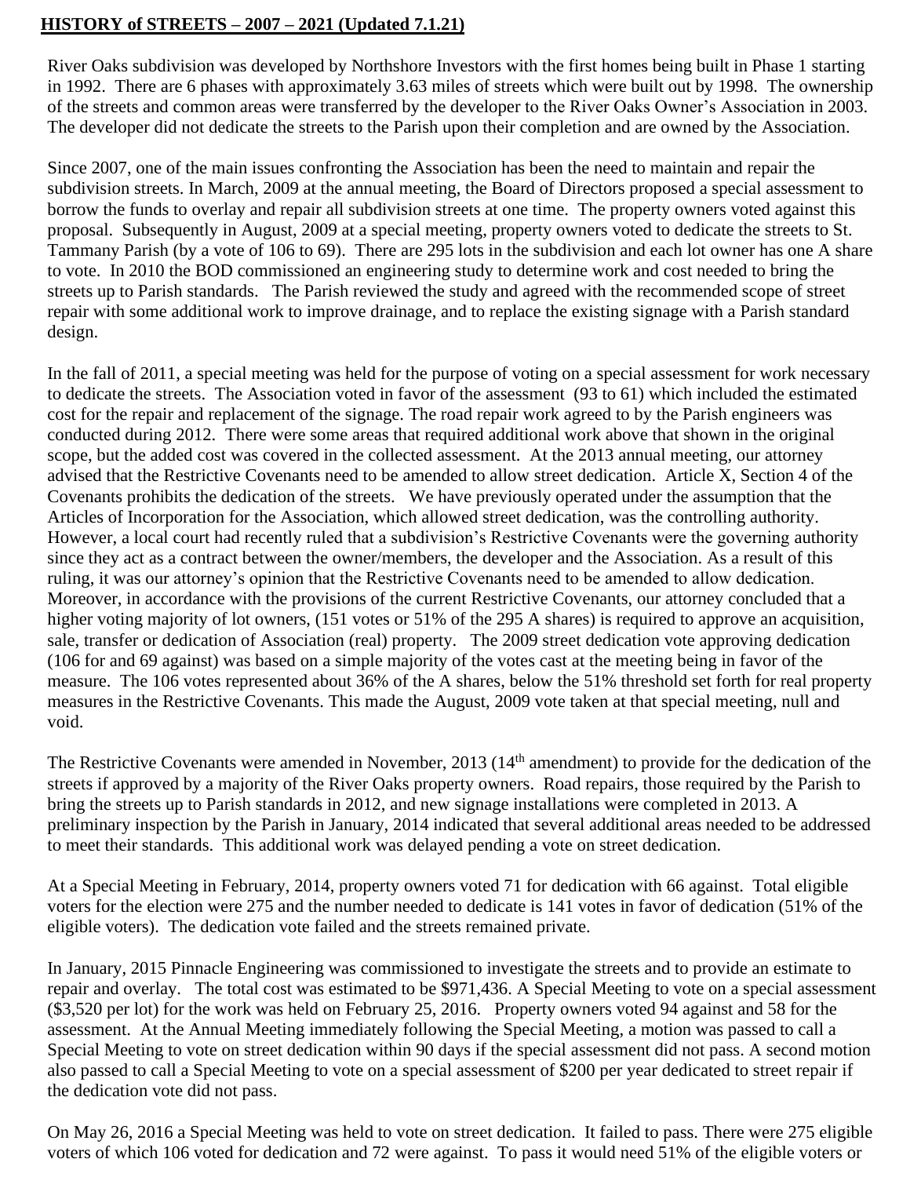**<u>HISTORY of STREETS – 2007 – 2021 (Updated 7.1.21)</u>**

River Oaks subdivision was developed by Northshore Investors with the first homes being built in Phase 1 starting in 1992. There are 6 phases with approximately 3.63 miles of streets which were built out by 1998. The ownership of the streets and common areas were transferred by the developer to the River Oaks Owner's Association in 2003. The developer did not dedicate the streets to the Parish upon their completion and are owned by the Association.

Since 2007, one of the main issues confronting the Association has been the need to maintain and repair the subdivision streets. In March, 2009 at the annual meeting, the Board of Directors proposed a special assessment to borrow the funds to overlay and repair all subdivision streets at one time. The property owners voted against this proposal. Subsequently in August, 2009 at a special meeting, property owners voted to dedicate the streets to St. Tammany Parish (by a vote of 106 to 69). There are 295 lots in the subdivision and each lot owner has one A share to vote. In 2010 the BOD commissioned an engineering study to determine work and cost needed to bring the streets up to Parish standards. The Parish reviewed the study and agreed with the recommended scope of street repair with some additional work to improve drainage, and to replace the existing signage with a Parish standard design.

In the fall of 2011, a special meeting was held for the purpose of voting on a special assessment for work necessary to dedicate the streets. The Association voted in favor of the assessment (93 to 61) which included the estimated cost for the repair and replacement of the signage. The road repair work agreed to by the Parish engineers was conducted during 2012. There were some areas that required additional work above that shown in the original scope, but the added cost was covered in the collected assessment. At the 2013 annual meeting, our attorney advised that the Restrictive Covenants need to be amended to allow street dedication. Article X, Section 4 of the Covenants prohibits the dedication of the streets. We have previously operated under the assumption that the Articles of Incorporation for the Association, which allowed street dedication, was the controlling authority. However, a local court had recently ruled that a subdivision's Restrictive Covenants were the governing authority since they act as a contract between the owner/members, the developer and the Association. As a result of this ruling, it was our attorney's opinion that the Restrictive Covenants need to be amended to allow dedication. Moreover, in accordance with the provisions of the current Restrictive Covenants, our attorney concluded that a higher voting majority of lot owners, (151 votes or 51% of the 295 A shares) is required to approve an acquisition, sale, transfer or dedication of Association (real) property. The 2009 street dedication vote approving dedication (106 for and 69 against) was based on a simple majority of the votes cast at the meeting being in favor of the measure. The 106 votes represented about 36% of the A shares, below the 51% threshold set forth for real property measures in the Restrictive Covenants. This made the August, 2009 vote taken at that special meeting, null and void.

The Restrictive Covenants were amended in November, 2013 (14th amendment) to provide for the dedication of the streets if approved by a majority of the River Oaks property owners. Road repairs, those required by the Parish to bring the streets up to Parish standards in 2012, and new signage installations were completed in 2013. A preliminary inspection by the Parish in January, 2014 indicated that several additional areas needed to be addressed to meet their standards. This additional work was delayed pending a vote on street dedication.

At a Special Meeting in February, 2014, property owners voted 71 for dedication with 66 against. Total eligible voters for the election were 275 and the number needed to dedicate is 141 votes in favor of dedication (51% of the eligible voters). The dedication vote failed and the streets remained private.

In January, 2015 Pinnacle Engineering was commissioned to investigate the streets and to provide an estimate to repair and overlay. The total cost was estimated to be $971,436. A Special Meeting to vote on a special assessment ($3,520 per lot) for the work was held on February 25, 2016. Property owners voted 94 against and 58 for the assessment. At the Annual Meeting immediately following the Special Meeting, a motion was passed to call a Special Meeting to vote on street dedication within 90 days if the special assessment did not pass. A second motion also passed to call a Special Meeting to vote on a special assessment of $200 per year dedicated to street repair if the dedication vote did not pass.

On May 26, 2016 a Special Meeting was held to vote on street dedication. It failed to pass. There were 275 eligible voters of which 106 voted for dedication and 72 were against. To pass it would need 51% of the eligible voters or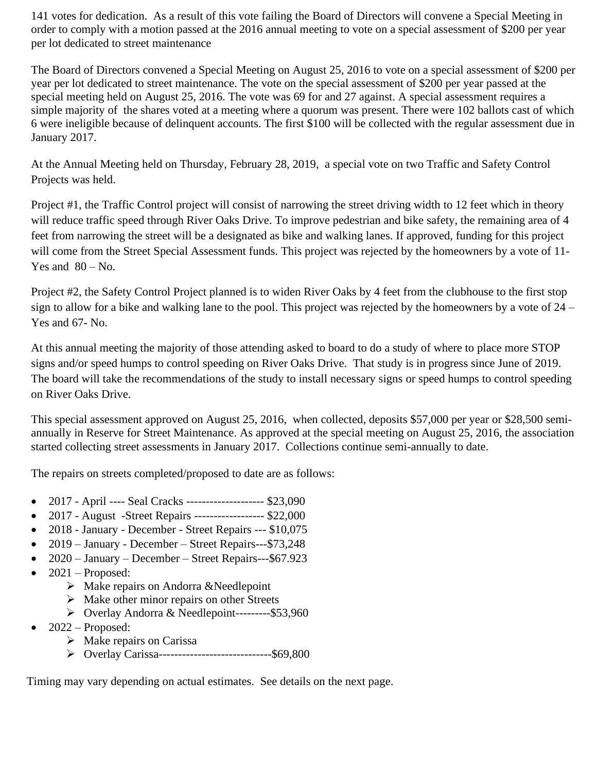141 votes for dedication. As a result of this vote failing the Board of Directors will convene a Special Meeting in order to comply with a motion passed at the 2016 annual meeting to vote on a special assessment of $200 per year per lot dedicated to street maintenance

The Board of Directors convened a Special Meeting on August 25, 2016 to vote on a special assessment of $200 per year per lot dedicated to street maintenance. The vote on the special assessment of $200 per year passed at the special meeting held on August 25, 2016. The vote was 69 for and 27 against. A special assessment requires a simple majority of the shares voted at a meeting where a quorum was present. There were 102 ballots cast of which 6 were ineligible because of delinquent accounts. The first $100 will be collected with the regular assessment due in January 2017.

At the Annual Meeting held on Thursday, February 28, 2019, a special vote on two Traffic and Safety Control Projects was held.

Project #1, the Traffic Control project will consist of narrowing the street driving width to 12 feet which in theory will reduce traffic speed through River Oaks Drive. To improve pedestrian and bike safety, the remaining area of 4 feet from narrowing the street will be a designated as bike and walking lanes. If approved, funding for this project will come from the Street Special Assessment funds. This project was rejected by the homeowners by a vote of 11- Yes and 80 – No.

Project #2, the Safety Control Project planned is to widen River Oaks by 4 feet from the clubhouse to the first stop sign to allow for a bike and walking lane to the pool. This project was rejected by the homeowners by a vote of 24 – Yes and 67- No.

At this annual meeting the majority of those attending asked to board to do a study of where to place more STOP signs and/or speed humps to control speeding on River Oaks Drive. That study is in progress since June of 2019. The board will take the recommendations of the study to install necessary signs or speed humps to control speeding on River Oaks Drive.

This special assessment approved on August 25, 2016, when collected, deposits $57,000 per year or $28,500 semi-annually in Reserve for Street Maintenance. As approved at the special meeting on August 25, 2016, the association started collecting street assessments in January 2017. Collections continue semi-annually to date.

The repairs on streets completed/proposed to date are as follows:

- 2017 - April ---- Seal Cracks -------------------- $23,090
- 2017 - August -Street Repairs ------------------ $22,000
- 2018 - January - December - Street Repairs --- $10,075
- 2019 – January - December – Street Repairs---$73,248
- 2020 – January – December – Street Repairs---$67.923
- 2021 – Proposed:
  - Make repairs on Andorra &Needlepoint
  - Make other minor repairs on other Streets
  - Overlay Andorra & Needlepoint---------$53,960
- 2022 – Proposed:
  - Make repairs on Carissa
  - Overlay Carissa-----------------------------$69,800

Timing may vary depending on actual estimates. See details on the next page.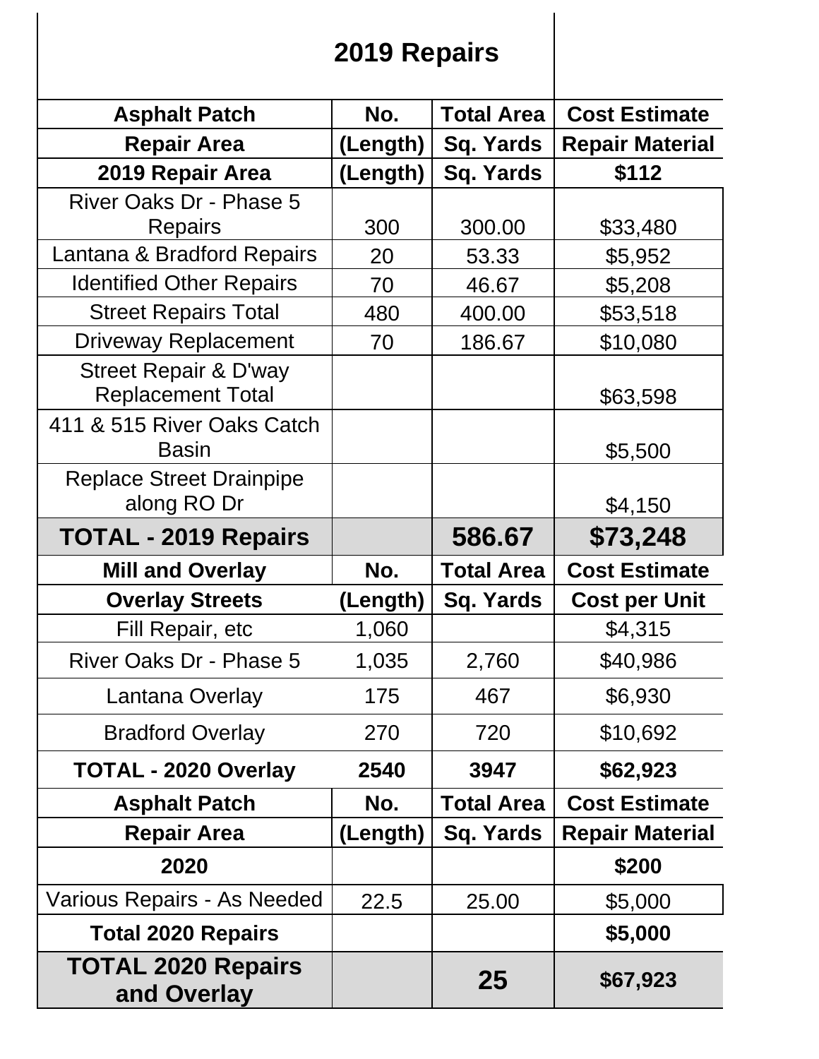## 2019 Repairs

| Asphalt Patch | No. | Total Area | Cost Estimate |
|---|---|---|---|
| **Repair Area** | **(Length)** | **Sq. Yards** | **Repair Material** |
| **2019 Repair Area** | **(Length)** | **Sq. Yards** | **$112** |
| River Oaks Dr - Phase 5 Repairs | 300 | 300.00 | $33,480 |
| Lantana & Bradford Repairs | 20 | 53.33 | $5,952 |
| Identified Other Repairs | 70 | 46.67 | $5,208 |
| Street Repairs Total | 480 | 400.00 | $53,518 |
| Driveway Replacement | 70 | 186.67 | $10,080 |
| Street Repair & D'way Replacement Total | | | $63,598 |
| 411 & 515 River Oaks Catch Basin | | | $5,500 |
| Replace Street Drainpipe along RO Dr | | | $4,150 |
| **TOTAL - 2019 Repairs** | | **586.67** | **$73,248** |
| **Mill and Overlay** | **No.** | **Total Area** | **Cost Estimate** |
| **Overlay Streets** | **(Length)** | **Sq. Yards** | **Cost per Unit** |
| Fill Repair, etc | 1,060 | | $4,315 |
| River Oaks Dr - Phase 5 | 1,035 | 2,760 | $40,986 |
| Lantana Overlay | 175 | 467 | $6,930 |
| Bradford Overlay | 270 | 720 | $10,692 |
| **TOTAL - 2020 Overlay** | **2540** | **3947** | **$62,923** |
| **Asphalt Patch** | **No.** | **Total Area** | **Cost Estimate** |
| **Repair Area** | **(Length)** | **Sq. Yards** | **Repair Material** |
| **2020** | | | **$200** |
| Various Repairs - As Needed | 22.5 | 25.00 | $5,000 |
| **Total 2020 Repairs** | | | **$5,000** |
| **TOTAL 2020 Repairs and Overlay** | | **25** | **$67,923** |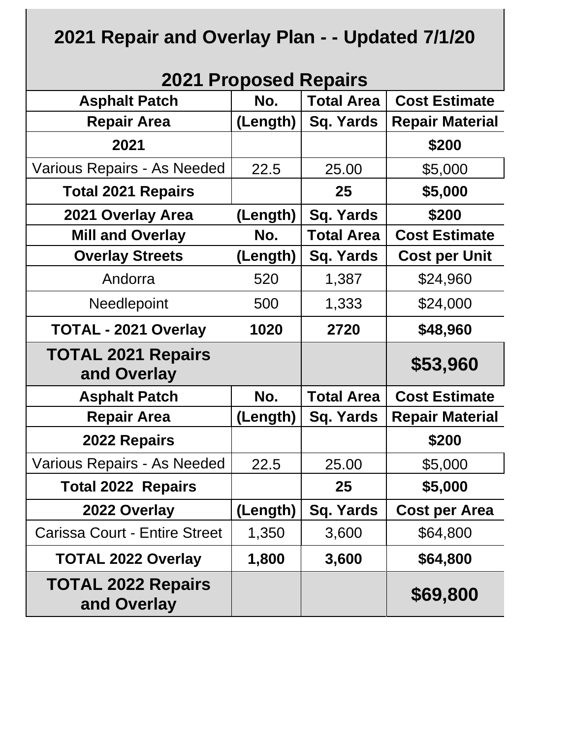# 2021 Repair and Overlay Plan - - Updated 7/1/20

## 2021 Proposed Repairs

| Asphalt Patch | No. | Total Area | Cost Estimate |
|---|---|---|---|
| **Repair Area** | **(Length)** | **Sq. Yards** | **Repair Material** |
| **2021** | | | **$200** |
| Various Repairs - As Needed | 22.5 | 25.00 | $5,000 |
| **Total 2021 Repairs** | | **25** | **$5,000** |
| **2021 Overlay Area** | **(Length)** | **Sq. Yards** | **$200** |
| **Mill and Overlay** | **No.** | **Total Area** | **Cost Estimate** |
| **Overlay Streets** | **(Length)** | **Sq. Yards** | **Cost per Unit** |
| Andorra | 520 | 1,387 | $24,960 |
| Needlepoint | 500 | 1,333 | $24,000 |
| **TOTAL - 2021 Overlay** | **1020** | **2720** | **$48,960** |
| **TOTAL 2021 Repairs and Overlay** | | | **$53,960** |
| **Asphalt Patch** | **No.** | **Total Area** | **Cost Estimate** |
| **Repair Area** | **(Length)** | **Sq. Yards** | **Repair Material** |
| **2022 Repairs** | | | **$200** |
| Various Repairs - As Needed | 22.5 | 25.00 | $5,000 |
| **Total 2022 Repairs** | | **25** | **$5,000** |
| **2022 Overlay** | **(Length)** | **Sq. Yards** | **Cost per Area** |
| Carissa Court - Entire Street | 1,350 | 3,600 | $64,800 |
| **TOTAL 2022 Overlay** | **1,800** | **3,600** | **$64,800** |
| **TOTAL 2022 Repairs and Overlay** | | | **$69,800** |